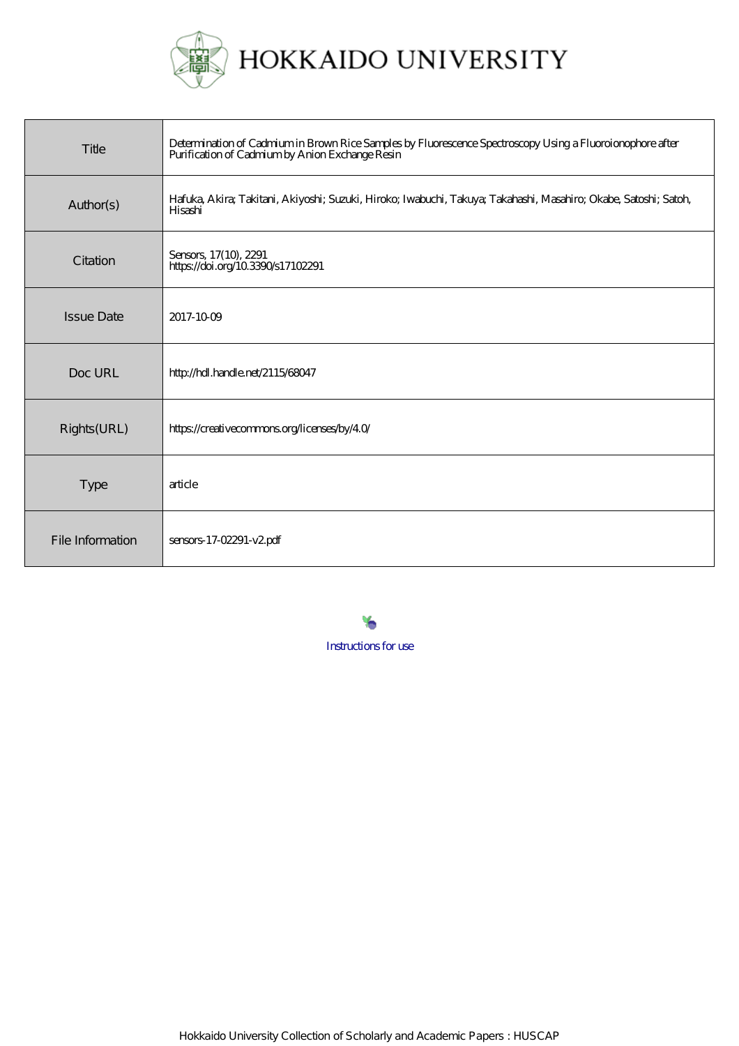# HOKKAIDO UNIVERSITY

| Title | Determination of Cadmium in Brown Rice Samples by Fluorescence Spectroscopy Using a Fluoroionophore after Purification of Cadmium by Anion Exchange Resin |
|---|---|
| Author(s) | Hafuka, Akira; Takitani, Akiyoshi; Suzuki, Hiroko; Iwabuchi, Takuya; Takahashi, Masahiro; Okabe, Satoshi; Satoh, Hisashi |
| Citation | Sensors, 17(10), 2291<br>https://doi.org/10.3390/s17102291 |
| Issue Date | 2017-10-09 |
| Doc URL | http://hdl.handle.net/2115/68047 |
| Rights(URL) | https://creativecommons.org/licenses/by/4.0/ |
| Type | article |
| File Information | sensors-17-02291-v2.pdf |

Instructions for use

Hokkaido University Collection of Scholarly and Academic Papers : HUSCAP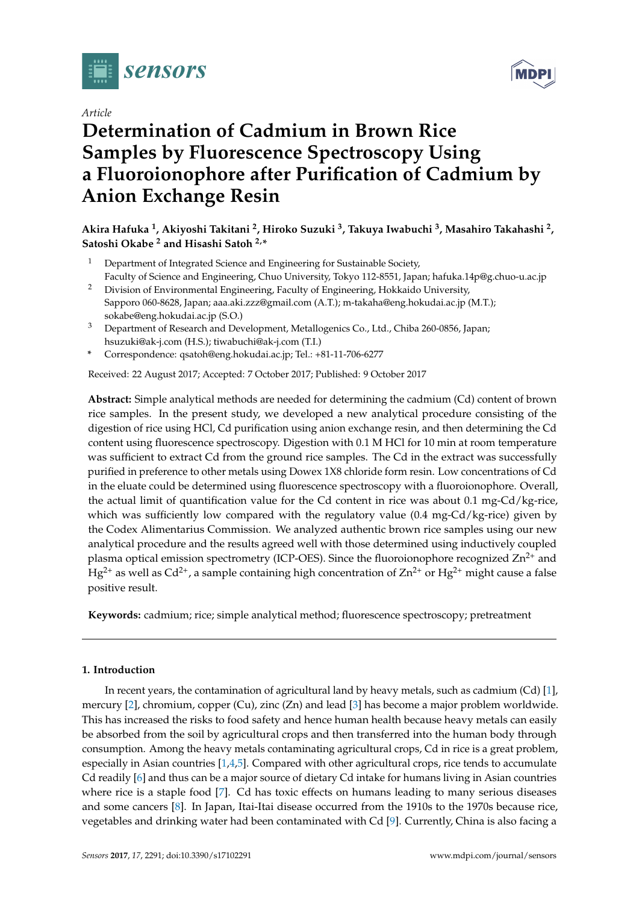Article

# Determination of Cadmium in Brown Rice Samples by Fluorescence Spectroscopy Using a Fluoroionophore after Purification of Cadmium by Anion Exchange Resin

**Akira Hafuka [1], Akiyoshi Takitani [2], Hiroko Suzuki [3], Takuya Iwabuchi [3], Masahiro Takahashi [2], Satoshi Okabe [2] and Hisashi Satoh [2,*]**

[1] Department of Integrated Science and Engineering for Sustainable Society, Faculty of Science and Engineering, Chuo University, Tokyo 112-8551, Japan; hafuka.14p@g.chuo-u.ac.jp

[2] Division of Environmental Engineering, Faculty of Engineering, Hokkaido University, Sapporo 060-8628, Japan; aaa.aki.zzz@gmail.com (A.T.); m-takaha@eng.hokudai.ac.jp (M.T.); sokabe@eng.hokudai.ac.jp (S.O.)

[3] Department of Research and Development, Metallogenics Co., Ltd., Chiba 260-0856, Japan; hsuzuki@ak-j.com (H.S.); tiwabuchi@ak-j.com (T.I.)

\* Correspondence: qsatoh@eng.hokudai.ac.jp; Tel.: +81-11-706-6277

Received: 22 August 2017; Accepted: 7 October 2017; Published: 9 October 2017

**Abstract:** Simple analytical methods are needed for determining the cadmium (Cd) content of brown rice samples. In the present study, we developed a new analytical procedure consisting of the digestion of rice using HCl, Cd purification using anion exchange resin, and then determining the Cd content using fluorescence spectroscopy. Digestion with 0.1 M HCl for 10 min at room temperature was sufficient to extract Cd from the ground rice samples. The Cd in the extract was successfully purified in preference to other metals using Dowex 1X8 chloride form resin. Low concentrations of Cd in the eluate could be determined using fluorescence spectroscopy with a fluoroionophore. Overall, the actual limit of quantification value for the Cd content in rice was about 0.1 mg-Cd/kg-rice, which was sufficiently low compared with the regulatory value (0.4 mg-Cd/kg-rice) given by the Codex Alimentarius Commission. We analyzed authentic brown rice samples using our new analytical procedure and the results agreed well with those determined using inductively coupled plasma optical emission spectrometry (ICP-OES). Since the fluoroionophore recognized $Zn^{2+}$ and $Hg^{2+}$ as well as $Cd^{2+}$, a sample containing high concentration of $Zn^{2+}$ or $Hg^{2+}$ might cause a false positive result.

**Keywords:** cadmium; rice; simple analytical method; fluorescence spectroscopy; pretreatment

## 1. Introduction

In recent years, the contamination of agricultural land by heavy metals, such as cadmium (Cd) [1], mercury [2], chromium, copper (Cu), zinc (Zn) and lead [3] has become a major problem worldwide. This has increased the risks to food safety and hence human health because heavy metals can easily be absorbed from the soil by agricultural crops and then transferred into the human body through consumption. Among the heavy metals contaminating agricultural crops, Cd in rice is a great problem, especially in Asian countries [1,4,5]. Compared with other agricultural crops, rice tends to accumulate Cd readily [6] and thus can be a major source of dietary Cd intake for humans living in Asian countries where rice is a staple food [7]. Cd has toxic effects on humans leading to many serious diseases and some cancers [8]. In Japan, Itai-Itai disease occurred from the 1910s to the 1970s because rice, vegetables and drinking water had been contaminated with Cd [9]. Currently, China is also facing a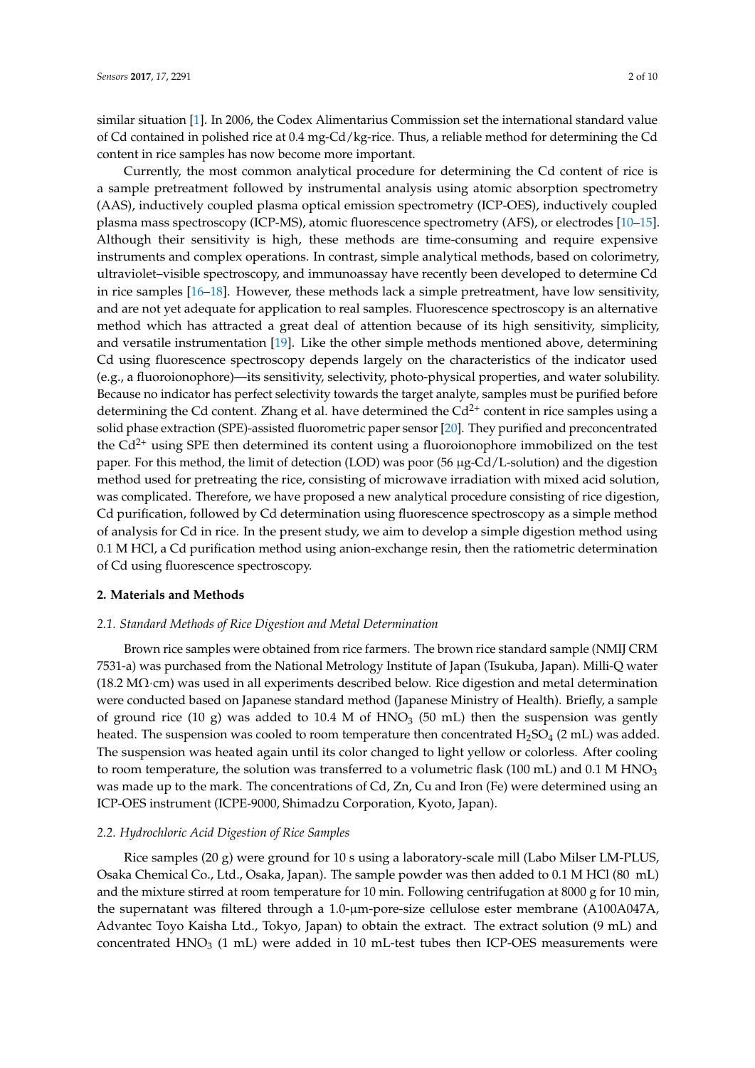similar situation [1]. In 2006, the Codex Alimentarius Commission set the international standard value of Cd contained in polished rice at 0.4 mg-Cd/kg-rice. Thus, a reliable method for determining the Cd content in rice samples has now become more important.

Currently, the most common analytical procedure for determining the Cd content of rice is a sample pretreatment followed by instrumental analysis using atomic absorption spectrometry (AAS), inductively coupled plasma optical emission spectrometry (ICP-OES), inductively coupled plasma mass spectroscopy (ICP-MS), atomic fluorescence spectrometry (AFS), or electrodes [10–15]. Although their sensitivity is high, these methods are time-consuming and require expensive instruments and complex operations. In contrast, simple analytical methods, based on colorimetry, ultraviolet–visible spectroscopy, and immunoassay have recently been developed to determine Cd in rice samples [16–18]. However, these methods lack a simple pretreatment, have low sensitivity, and are not yet adequate for application to real samples. Fluorescence spectroscopy is an alternative method which has attracted a great deal of attention because of its high sensitivity, simplicity, and versatile instrumentation [19]. Like the other simple methods mentioned above, determining Cd using fluorescence spectroscopy depends largely on the characteristics of the indicator used (e.g., a fluoroionophore)—its sensitivity, selectivity, photo-physical properties, and water solubility. Because no indicator has perfect selectivity towards the target analyte, samples must be purified before determining the Cd content. Zhang et al. have determined the $Cd^{2+}$ content in rice samples using a solid phase extraction (SPE)-assisted fluorometric paper sensor [20]. They purified and preconcentrated the $Cd^{2+}$ using SPE then determined its content using a fluoroionophore immobilized on the test paper. For this method, the limit of detection (LOD) was poor (56 µg-Cd/L-solution) and the digestion method used for pretreating the rice, consisting of microwave irradiation with mixed acid solution, was complicated. Therefore, we have proposed a new analytical procedure consisting of rice digestion, Cd purification, followed by Cd determination using fluorescence spectroscopy as a simple method of analysis for Cd in rice. In the present study, we aim to develop a simple digestion method using 0.1 M HCl, a Cd purification method using anion-exchange resin, then the ratiometric determination of Cd using fluorescence spectroscopy.

## 2. Materials and Methods

### 2.1. Standard Methods of Rice Digestion and Metal Determination

Brown rice samples were obtained from rice farmers. The brown rice standard sample (NMIJ CRM 7531-a) was purchased from the National Metrology Institute of Japan (Tsukuba, Japan). Milli-Q water (18.2 MΩ·cm) was used in all experiments described below. Rice digestion and metal determination were conducted based on Japanese standard method (Japanese Ministry of Health). Briefly, a sample of ground rice (10 g) was added to 10.4 M of $HNO_3$ (50 mL) then the suspension was gently heated. The suspension was cooled to room temperature then concentrated $H_2SO_4$ (2 mL) was added. The suspension was heated again until its color changed to light yellow or colorless. After cooling to room temperature, the solution was transferred to a volumetric flask (100 mL) and 0.1 M $HNO_3$ was made up to the mark. The concentrations of Cd, Zn, Cu and Iron (Fe) were determined using an ICP-OES instrument (ICPE-9000, Shimadzu Corporation, Kyoto, Japan).

### 2.2. Hydrochloric Acid Digestion of Rice Samples

Rice samples (20 g) were ground for 10 s using a laboratory-scale mill (Labo Milser LM-PLUS, Osaka Chemical Co., Ltd., Osaka, Japan). The sample powder was then added to 0.1 M HCl (80 mL) and the mixture stirred at room temperature for 10 min. Following centrifugation at 8000 g for 10 min, the supernatant was filtered through a 1.0-µm-pore-size cellulose ester membrane (A100A047A, Advantec Toyo Kaisha Ltd., Tokyo, Japan) to obtain the extract. The extract solution (9 mL) and concentrated $HNO_3$ (1 mL) were added in 10 mL-test tubes then ICP-OES measurements were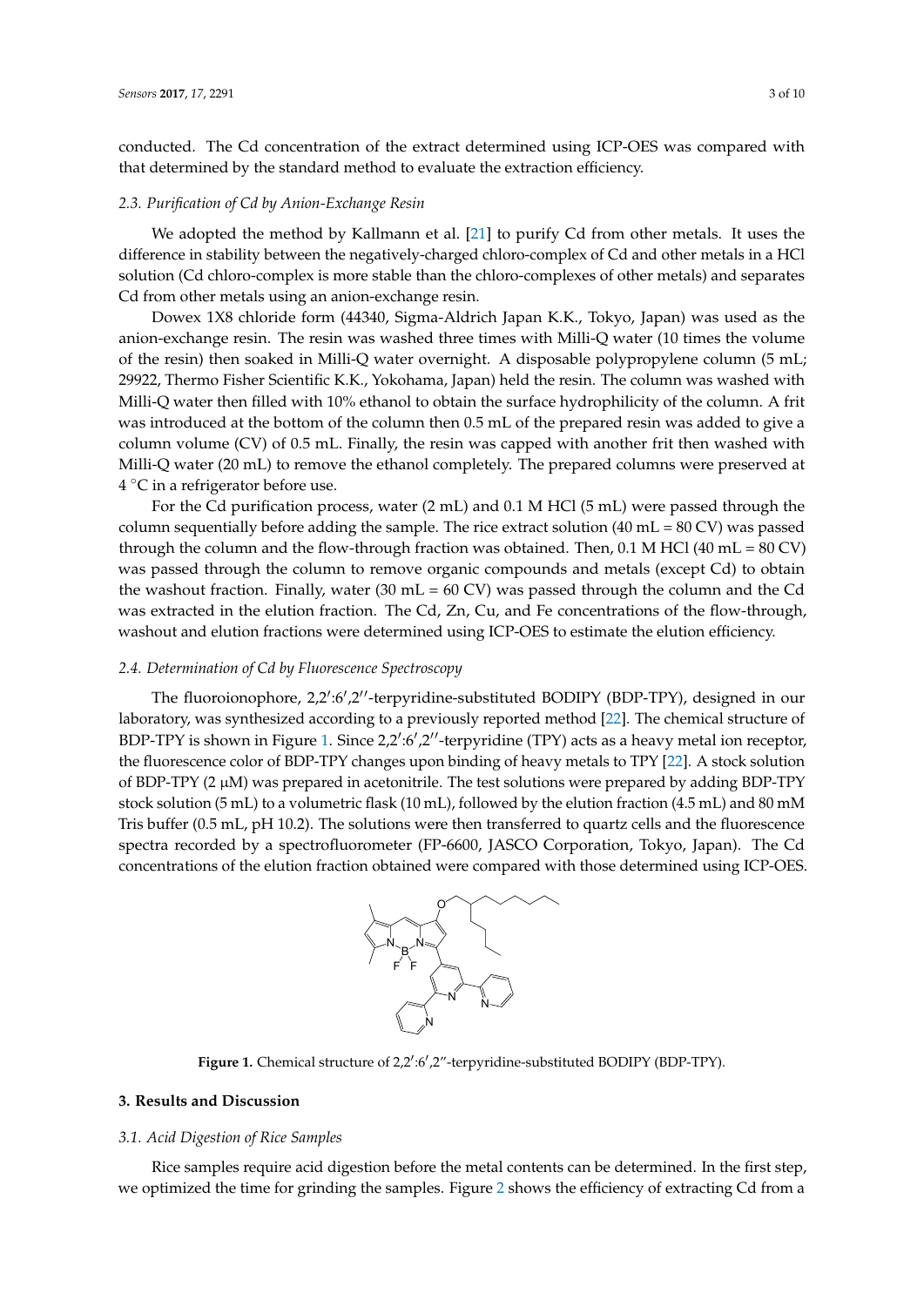conducted. The Cd concentration of the extract determined using ICP-OES was compared with that determined by the standard method to evaluate the extraction efficiency.

### 2.3. Purification of Cd by Anion-Exchange Resin

We adopted the method by Kallmann et al. [21] to purify Cd from other metals. It uses the difference in stability between the negatively-charged chloro-complex of Cd and other metals in a HCl solution (Cd chloro-complex is more stable than the chloro-complexes of other metals) and separates Cd from other metals using an anion-exchange resin.

Dowex 1X8 chloride form (44340, Sigma-Aldrich Japan K.K., Tokyo, Japan) was used as the anion-exchange resin. The resin was washed three times with Milli-Q water (10 times the volume of the resin) then soaked in Milli-Q water overnight. A disposable polypropylene column (5 mL; 29922, Thermo Fisher Scientific K.K., Yokohama, Japan) held the resin. The column was washed with Milli-Q water then filled with 10% ethanol to obtain the surface hydrophilicity of the column. A frit was introduced at the bottom of the column then 0.5 mL of the prepared resin was added to give a column volume (CV) of 0.5 mL. Finally, the resin was capped with another frit then washed with Milli-Q water (20 mL) to remove the ethanol completely. The prepared columns were preserved at 4 °C in a refrigerator before use.

For the Cd purification process, water (2 mL) and 0.1 M HCl (5 mL) were passed through the column sequentially before adding the sample. The rice extract solution (40 mL = 80 CV) was passed through the column and the flow-through fraction was obtained. Then, 0.1 M HCl (40 mL = 80 CV) was passed through the column to remove organic compounds and metals (except Cd) to obtain the washout fraction. Finally, water (30 mL = 60 CV) was passed through the column and the Cd was extracted in the elution fraction. The Cd, Zn, Cu, and Fe concentrations of the flow-through, washout and elution fractions were determined using ICP-OES to estimate the elution efficiency.

### 2.4. Determination of Cd by Fluorescence Spectroscopy

The fluoroionophore, 2,2′:6′,2′′-terpyridine-substituted BODIPY (BDP-TPY), designed in our laboratory, was synthesized according to a previously reported method [22]. The chemical structure of BDP-TPY is shown in Figure 1. Since 2,2′:6′,2′′-terpyridine (TPY) acts as a heavy metal ion receptor, the fluorescence color of BDP-TPY changes upon binding of heavy metals to TPY [22]. A stock solution of BDP-TPY (2 μM) was prepared in acetonitrile. The test solutions were prepared by adding BDP-TPY stock solution (5 mL) to a volumetric flask (10 mL), followed by the elution fraction (4.5 mL) and 80 mM Tris buffer (0.5 mL, pH 10.2). The solutions were then transferred to quartz cells and the fluorescence spectra recorded by a spectrofluorometer (FP-6600, JASCO Corporation, Tokyo, Japan). The Cd concentrations of the elution fraction obtained were compared with those determined using ICP-OES.

**Figure 1.** Chemical structure of 2,2′:6′,2″-terpyridine-substituted BODIPY (BDP-TPY).

## 3. Results and Discussion

### 3.1. Acid Digestion of Rice Samples

Rice samples require acid digestion before the metal contents can be determined. In the first step, we optimized the time for grinding the samples. Figure 2 shows the efficiency of extracting Cd from a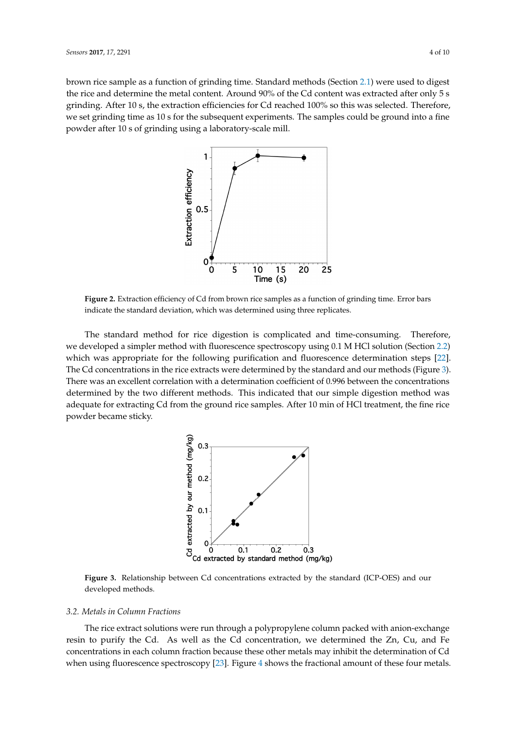brown rice sample as a function of grinding time. Standard methods (Section 2.1) were used to digest the rice and determine the metal content. Around 90% of the Cd content was extracted after only 5 s grinding. After 10 s, the extraction efficiencies for Cd reached 100% so this was selected. Therefore, we set grinding time as 10 s for the subsequent experiments. The samples could be ground into a fine powder after 10 s of grinding using a laboratory-scale mill.

**Figure 2.** Extraction efficiency of Cd from brown rice samples as a function of grinding time. Error bars indicate the standard deviation, which was determined using three replicates.

The standard method for rice digestion is complicated and time-consuming. Therefore, we developed a simpler method with fluorescence spectroscopy using 0.1 M HCl solution (Section 2.2) which was appropriate for the following purification and fluorescence determination steps [22]. The Cd concentrations in the rice extracts were determined by the standard and our methods (Figure 3). There was an excellent correlation with a determination coefficient of 0.996 between the concentrations determined by the two different methods. This indicated that our simple digestion method was adequate for extracting Cd from the ground rice samples. After 10 min of HCl treatment, the fine rice powder became sticky.

**Figure 3.** Relationship between Cd concentrations extracted by the standard (ICP-OES) and our developed methods.

### 3.2. Metals in Column Fractions

The rice extract solutions were run through a polypropylene column packed with anion-exchange resin to purify the Cd. As well as the Cd concentration, we determined the Zn, Cu, and Fe concentrations in each column fraction because these other metals may inhibit the determination of Cd when using fluorescence spectroscopy [23]. Figure 4 shows the fractional amount of these four metals.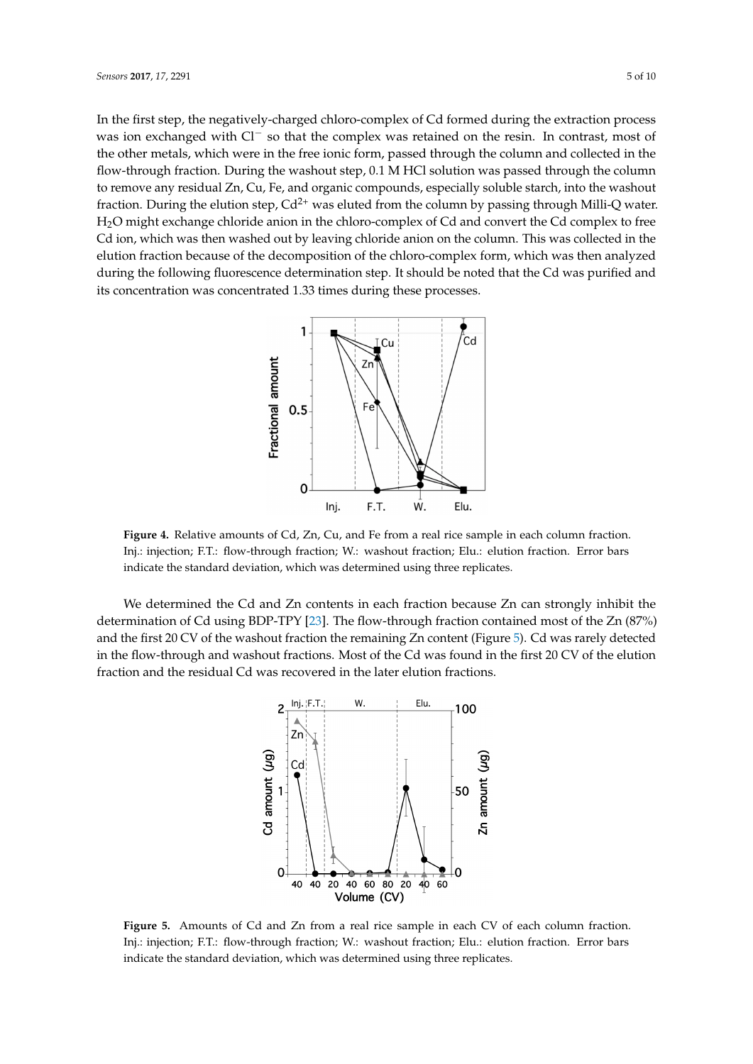In the first step, the negatively-charged chloro-complex of Cd formed during the extraction process was ion exchanged with $Cl^-$ so that the complex was retained on the resin. In contrast, most of the other metals, which were in the free ionic form, passed through the column and collected in the flow-through fraction. During the washout step, 0.1 M HCl solution was passed through the column to remove any residual Zn, Cu, Fe, and organic compounds, especially soluble starch, into the washout fraction. During the elution step, $Cd^{2+}$ was eluted from the column by passing through Milli-Q water. $H_2O$ might exchange chloride anion in the chloro-complex of Cd and convert the Cd complex to free Cd ion, which was then washed out by leaving chloride anion on the column. This was collected in the elution fraction because of the decomposition of the chloro-complex form, which was then analyzed during the following fluorescence determination step. It should be noted that the Cd was purified and its concentration was concentrated 1.33 times during these processes.

**Figure 4.** Relative amounts of Cd, Zn, Cu, and Fe from a real rice sample in each column fraction. Inj.: injection; F.T.: flow-through fraction; W.: washout fraction; Elu.: elution fraction. Error bars indicate the standard deviation, which was determined using three replicates.

We determined the Cd and Zn contents in each fraction because Zn can strongly inhibit the determination of Cd using BDP-TPY [23]. The flow-through fraction contained most of the Zn (87%) and the first 20 CV of the washout fraction the remaining Zn content (Figure 5). Cd was rarely detected in the flow-through and washout fractions. Most of the Cd was found in the first 20 CV of the elution fraction and the residual Cd was recovered in the later elution fractions.

**Figure 5.** Amounts of Cd and Zn from a real rice sample in each CV of each column fraction. Inj.: injection; F.T.: flow-through fraction; W.: washout fraction; Elu.: elution fraction. Error bars indicate the standard deviation, which was determined using three replicates.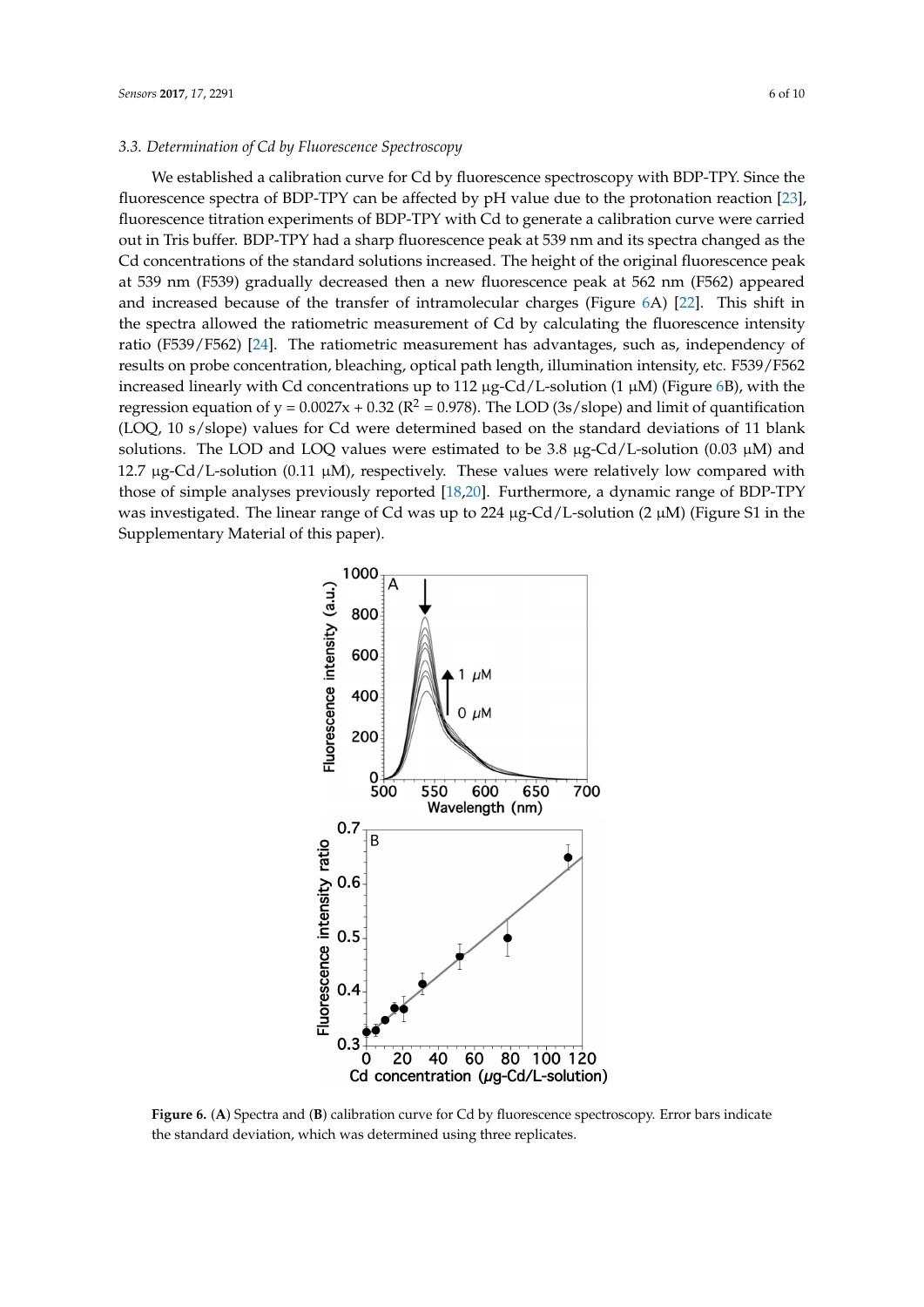### 3.3. Determination of Cd by Fluorescence Spectroscopy

We established a calibration curve for Cd by fluorescence spectroscopy with BDP-TPY. Since the fluorescence spectra of BDP-TPY can be affected by pH value due to the protonation reaction [23], fluorescence titration experiments of BDP-TPY with Cd to generate a calibration curve were carried out in Tris buffer. BDP-TPY had a sharp fluorescence peak at 539 nm and its spectra changed as the Cd concentrations of the standard solutions increased. The height of the original fluorescence peak at 539 nm (F539) gradually decreased then a new fluorescence peak at 562 nm (F562) appeared and increased because of the transfer of intramolecular charges (Figure 6A) [22]. This shift in the spectra allowed the ratiometric measurement of Cd by calculating the fluorescence intensity ratio (F539/F562) [24]. The ratiometric measurement has advantages, such as, independency of results on probe concentration, bleaching, optical path length, illumination intensity, etc. F539/F562 increased linearly with Cd concentrations up to 112 μg-Cd/L-solution (1 μM) (Figure 6B), with the regression equation of $y = 0.0027x + 0.32$ ($R^2 = 0.978$). The LOD (3s/slope) and limit of quantification (LOQ, 10 s/slope) values for Cd were determined based on the standard deviations of 11 blank solutions. The LOD and LOQ values were estimated to be 3.8 μg-Cd/L-solution (0.03 μM) and 12.7 μg-Cd/L-solution (0.11 μM), respectively. These values were relatively low compared with those of simple analyses previously reported [18,20]. Furthermore, a dynamic range of BDP-TPY was investigated. The linear range of Cd was up to 224 μg-Cd/L-solution (2 μM) (Figure S1 in the Supplementary Material of this paper).

**Figure 6.** (**A**) Spectra and (**B**) calibration curve for Cd by fluorescence spectroscopy. Error bars indicate the standard deviation, which was determined using three replicates.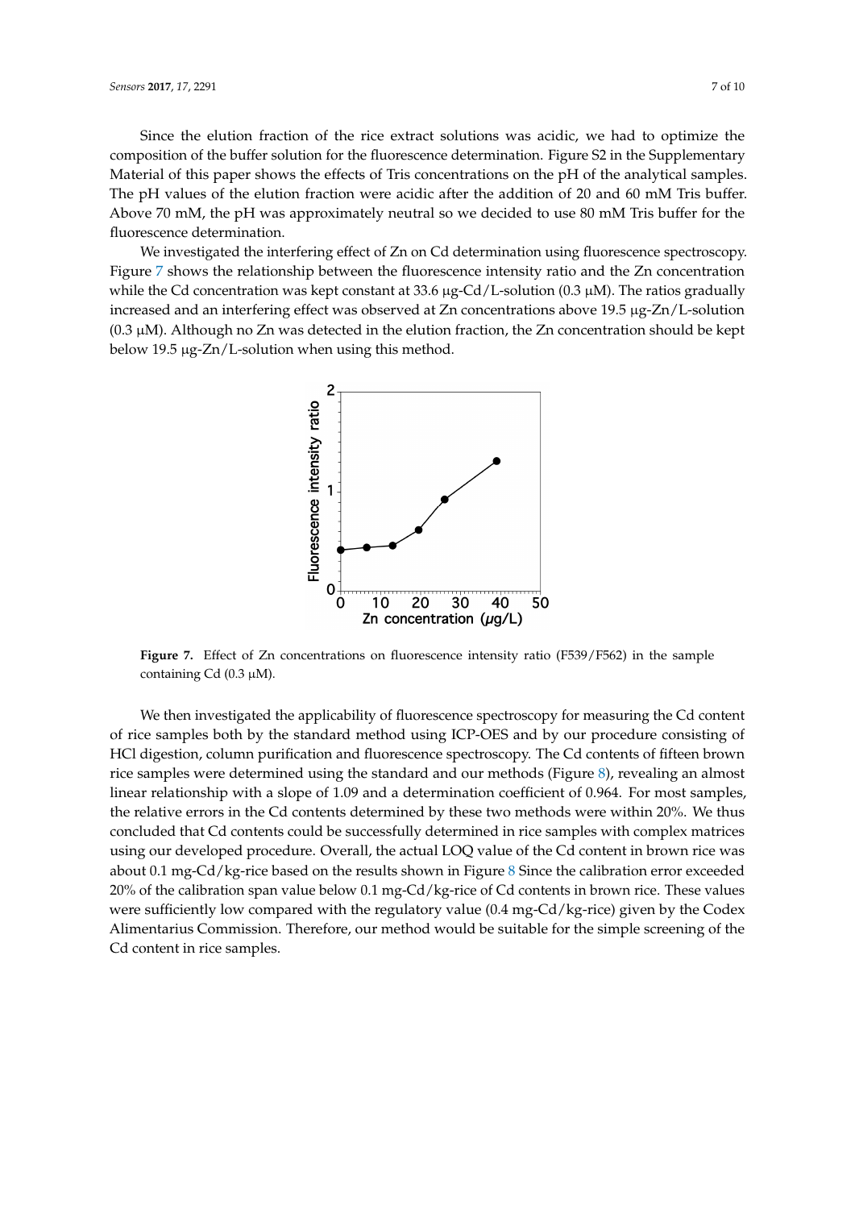Since the elution fraction of the rice extract solutions was acidic, we had to optimize the composition of the buffer solution for the fluorescence determination. Figure S2 in the Supplementary Material of this paper shows the effects of Tris concentrations on the pH of the analytical samples. The pH values of the elution fraction were acidic after the addition of 20 and 60 mM Tris buffer. Above 70 mM, the pH was approximately neutral so we decided to use 80 mM Tris buffer for the fluorescence determination.

We investigated the interfering effect of Zn on Cd determination using fluorescence spectroscopy. Figure 7 shows the relationship between the fluorescence intensity ratio and the Zn concentration while the Cd concentration was kept constant at 33.6 μg-Cd/L-solution (0.3 μM). The ratios gradually increased and an interfering effect was observed at Zn concentrations above 19.5 μg-Zn/L-solution (0.3 μM). Although no Zn was detected in the elution fraction, the Zn concentration should be kept below 19.5 μg-Zn/L-solution when using this method.

**Figure 7.** Effect of Zn concentrations on fluorescence intensity ratio (F539/F562) in the sample containing Cd (0.3 μM).

We then investigated the applicability of fluorescence spectroscopy for measuring the Cd content of rice samples both by the standard method using ICP-OES and by our procedure consisting of HCl digestion, column purification and fluorescence spectroscopy. The Cd contents of fifteen brown rice samples were determined using the standard and our methods (Figure 8), revealing an almost linear relationship with a slope of 1.09 and a determination coefficient of 0.964. For most samples, the relative errors in the Cd contents determined by these two methods were within 20%. We thus concluded that Cd contents could be successfully determined in rice samples with complex matrices using our developed procedure. Overall, the actual LOQ value of the Cd content in brown rice was about 0.1 mg-Cd/kg-rice based on the results shown in Figure 8 Since the calibration error exceeded 20% of the calibration span value below 0.1 mg-Cd/kg-rice of Cd contents in brown rice. These values were sufficiently low compared with the regulatory value (0.4 mg-Cd/kg-rice) given by the Codex Alimentarius Commission. Therefore, our method would be suitable for the simple screening of the Cd content in rice samples.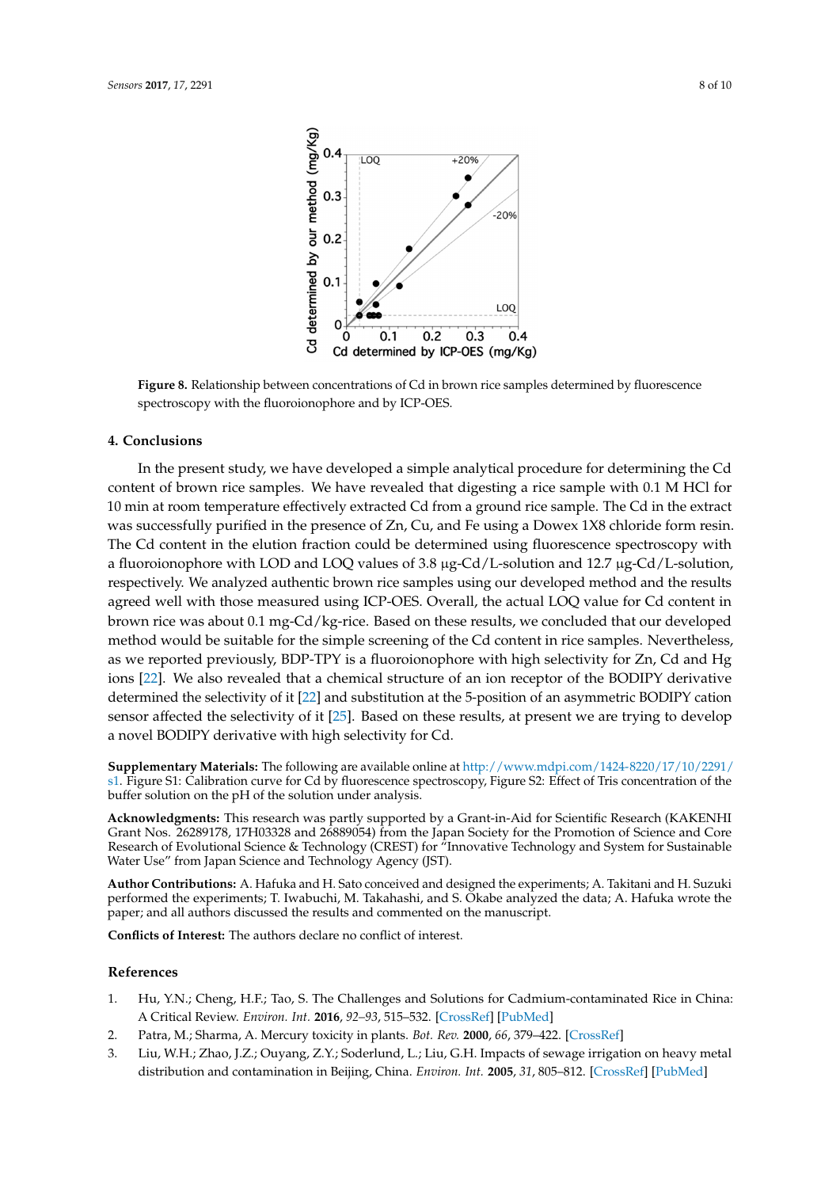**Figure 8.** Relationship between concentrations of Cd in brown rice samples determined by fluorescence spectroscopy with the fluoroionophore and by ICP-OES.

## 4. Conclusions

In the present study, we have developed a simple analytical procedure for determining the Cd content of brown rice samples. We have revealed that digesting a rice sample with 0.1 M HCl for 10 min at room temperature effectively extracted Cd from a ground rice sample. The Cd in the extract was successfully purified in the presence of Zn, Cu, and Fe using a Dowex 1X8 chloride form resin. The Cd content in the elution fraction could be determined using fluorescence spectroscopy with a fluoroionophore with LOD and LOQ values of 3.8 μg-Cd/L-solution and 12.7 μg-Cd/L-solution, respectively. We analyzed authentic brown rice samples using our developed method and the results agreed well with those measured using ICP-OES. Overall, the actual LOQ value for Cd content in brown rice was about 0.1 mg-Cd/kg-rice. Based on these results, we concluded that our developed method would be suitable for the simple screening of the Cd content in rice samples. Nevertheless, as we reported previously, BDP-TPY is a fluoroionophore with high selectivity for Zn, Cd and Hg ions [22]. We also revealed that a chemical structure of an ion receptor of the BODIPY derivative determined the selectivity of it [22] and substitution at the 5-position of an asymmetric BODIPY cation sensor affected the selectivity of it [25]. Based on these results, at present we are trying to develop a novel BODIPY derivative with high selectivity for Cd.

**Supplementary Materials:** The following are available online at http://www.mdpi.com/1424-8220/17/10/2291/s1. Figure S1: Calibration curve for Cd by fluorescence spectroscopy, Figure S2: Effect of Tris concentration of the buffer solution on the pH of the solution under analysis.

**Acknowledgments:** This research was partly supported by a Grant-in-Aid for Scientific Research (KAKENHI Grant Nos. 26289178, 17H03328 and 26889054) from the Japan Society for the Promotion of Science and Core Research of Evolutional Science & Technology (CREST) for "Innovative Technology and System for Sustainable Water Use" from Japan Science and Technology Agency (JST).

**Author Contributions:** A. Hafuka and H. Sato conceived and designed the experiments; A. Takitani and H. Suzuki performed the experiments; T. Iwabuchi, M. Takahashi, and S. Okabe analyzed the data; A. Hafuka wrote the paper; and all authors discussed the results and commented on the manuscript.

**Conflicts of Interest:** The authors declare no conflict of interest.

## References

1. Hu, Y.N.; Cheng, H.F.; Tao, S. The Challenges and Solutions for Cadmium-contaminated Rice in China: A Critical Review. *Environ. Int.* **2016**, *92–93*, 515–532. [CrossRef] [PubMed]
2. Patra, M.; Sharma, A. Mercury toxicity in plants. *Bot. Rev.* **2000**, *66*, 379–422. [CrossRef]
3. Liu, W.H.; Zhao, J.Z.; Ouyang, Z.Y.; Soderlund, L.; Liu, G.H. Impacts of sewage irrigation on heavy metal distribution and contamination in Beijing, China. *Environ. Int.* **2005**, *31*, 805–812. [CrossRef] [PubMed]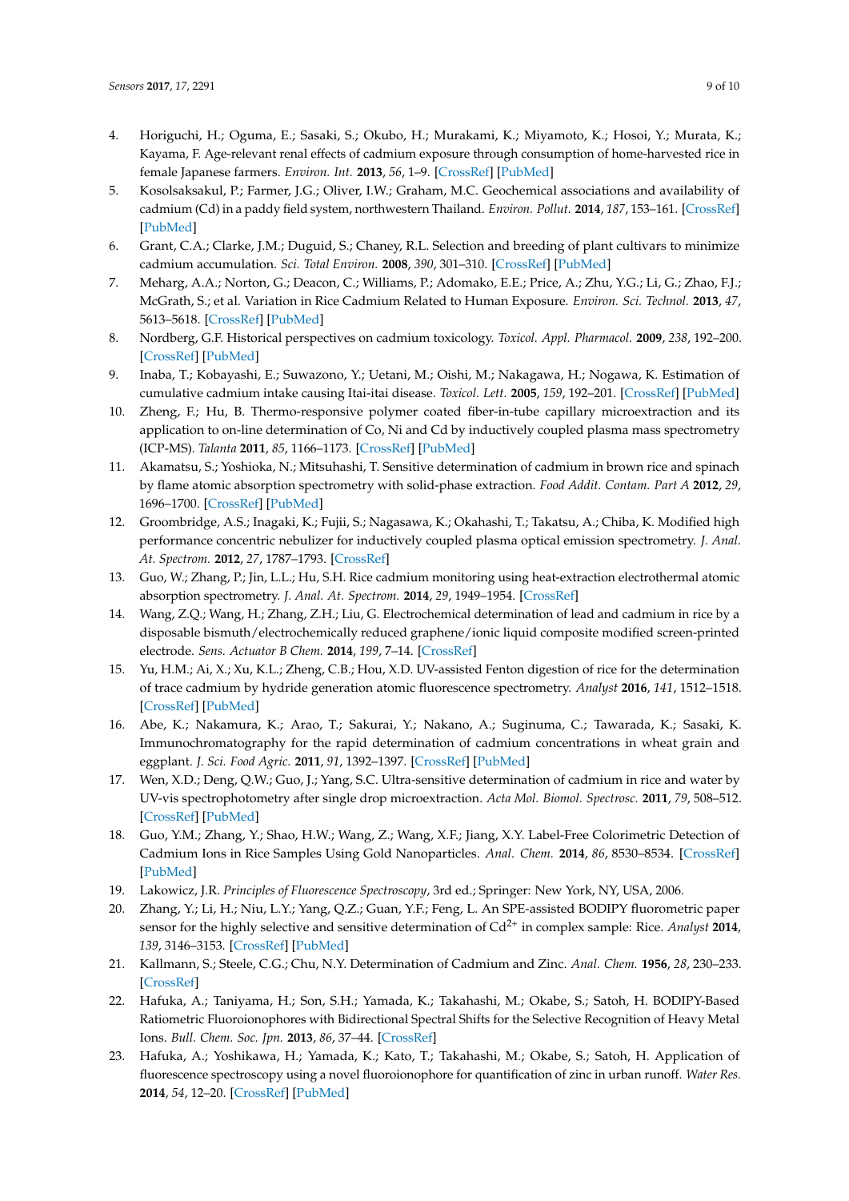4. Horiguchi, H.; Oguma, E.; Sasaki, S.; Okubo, H.; Murakami, K.; Miyamoto, K.; Hosoi, Y.; Murata, K.; Kayama, F. Age-relevant renal effects of cadmium exposure through consumption of home-harvested rice in female Japanese farmers. *Environ. Int.* **2013**, *56*, 1–9. [CrossRef] [PubMed]
5. Kosolsaksakul, P.; Farmer, J.G.; Oliver, I.W.; Graham, M.C. Geochemical associations and availability of cadmium (Cd) in a paddy field system, northwestern Thailand. *Environ. Pollut.* **2014**, *187*, 153–161. [CrossRef] [PubMed]
6. Grant, C.A.; Clarke, J.M.; Duguid, S.; Chaney, R.L. Selection and breeding of plant cultivars to minimize cadmium accumulation. *Sci. Total Environ.* **2008**, *390*, 301–310. [CrossRef] [PubMed]
7. Meharg, A.A.; Norton, G.; Deacon, C.; Williams, P.; Adomako, E.E.; Price, A.; Zhu, Y.G.; Li, G.; Zhao, F.J.; McGrath, S.; et al. Variation in Rice Cadmium Related to Human Exposure. *Environ. Sci. Technol.* **2013**, *47*, 5613–5618. [CrossRef] [PubMed]
8. Nordberg, G.F. Historical perspectives on cadmium toxicology. *Toxicol. Appl. Pharmacol.* **2009**, *238*, 192–200. [CrossRef] [PubMed]
9. Inaba, T.; Kobayashi, E.; Suwazono, Y.; Uetani, M.; Oishi, M.; Nakagawa, H.; Nogawa, K. Estimation of cumulative cadmium intake causing Itai-itai disease. *Toxicol. Lett.* **2005**, *159*, 192–201. [CrossRef] [PubMed]
10. Zheng, F.; Hu, B. Thermo-responsive polymer coated fiber-in-tube capillary microextraction and its application to on-line determination of Co, Ni and Cd by inductively coupled plasma mass spectrometry (ICP-MS). *Talanta* **2011**, *85*, 1166–1173. [CrossRef] [PubMed]
11. Akamatsu, S.; Yoshioka, N.; Mitsuhashi, T. Sensitive determination of cadmium in brown rice and spinach by flame atomic absorption spectrometry with solid-phase extraction. *Food Addit. Contam. Part A* **2012**, *29*, 1696–1700. [CrossRef] [PubMed]
12. Groombridge, A.S.; Inagaki, K.; Fujii, S.; Nagasawa, K.; Okahashi, T.; Takatsu, A.; Chiba, K. Modified high performance concentric nebulizer for inductively coupled plasma optical emission spectrometry. *J. Anal. At. Spectrom.* **2012**, *27*, 1787–1793. [CrossRef]
13. Guo, W.; Zhang, P.; Jin, L.L.; Hu, S.H. Rice cadmium monitoring using heat-extraction electrothermal atomic absorption spectrometry. *J. Anal. At. Spectrom.* **2014**, *29*, 1949–1954. [CrossRef]
14. Wang, Z.Q.; Wang, H.; Zhang, Z.H.; Liu, G. Electrochemical determination of lead and cadmium in rice by a disposable bismuth/electrochemically reduced graphene/ionic liquid composite modified screen-printed electrode. *Sens. Actuator B Chem.* **2014**, *199*, 7–14. [CrossRef]
15. Yu, H.M.; Ai, X.; Xu, K.L.; Zheng, C.B.; Hou, X.D. UV-assisted Fenton digestion of rice for the determination of trace cadmium by hydride generation atomic fluorescence spectrometry. *Analyst* **2016**, *141*, 1512–1518. [CrossRef] [PubMed]
16. Abe, K.; Nakamura, K.; Arao, T.; Sakurai, Y.; Nakano, A.; Suginuma, C.; Tawarada, K.; Sasaki, K. Immunochromatography for the rapid determination of cadmium concentrations in wheat grain and eggplant. *J. Sci. Food Agric.* **2011**, *91*, 1392–1397. [CrossRef] [PubMed]
17. Wen, X.D.; Deng, Q.W.; Guo, J.; Yang, S.C. Ultra-sensitive determination of cadmium in rice and water by UV-vis spectrophotometry after single drop microextraction. *Acta Mol. Biomol. Spectrosc.* **2011**, *79*, 508–512. [CrossRef] [PubMed]
18. Guo, Y.M.; Zhang, Y.; Shao, H.W.; Wang, Z.; Wang, X.F.; Jiang, X.Y. Label-Free Colorimetric Detection of Cadmium Ions in Rice Samples Using Gold Nanoparticles. *Anal. Chem.* **2014**, *86*, 8530–8534. [CrossRef] [PubMed]
19. Lakowicz, J.R. *Principles of Fluorescence Spectroscopy*, 3rd ed.; Springer: New York, NY, USA, 2006.
20. Zhang, Y.; Li, H.; Niu, L.Y.; Yang, Q.Z.; Guan, Y.F.; Feng, L. An SPE-assisted BODIPY fluorometric paper sensor for the highly selective and sensitive determination of $Cd^{2+}$ in complex sample: Rice. *Analyst* **2014**, *139*, 3146–3153. [CrossRef] [PubMed]
21. Kallmann, S.; Steele, C.G.; Chu, N.Y. Determination of Cadmium and Zinc. *Anal. Chem.* **1956**, *28*, 230–233. [CrossRef]
22. Hafuka, A.; Taniyama, H.; Son, S.H.; Yamada, K.; Takahashi, M.; Okabe, S.; Satoh, H. BODIPY-Based Ratiometric Fluoroionophores with Bidirectional Spectral Shifts for the Selective Recognition of Heavy Metal Ions. *Bull. Chem. Soc. Jpn.* **2013**, *86*, 37–44. [CrossRef]
23. Hafuka, A.; Yoshikawa, H.; Yamada, K.; Kato, T.; Takahashi, M.; Okabe, S.; Satoh, H. Application of fluorescence spectroscopy using a novel fluoroionophore for quantification of zinc in urban runoff. *Water Res.* **2014**, *54*, 12–20. [CrossRef] [PubMed]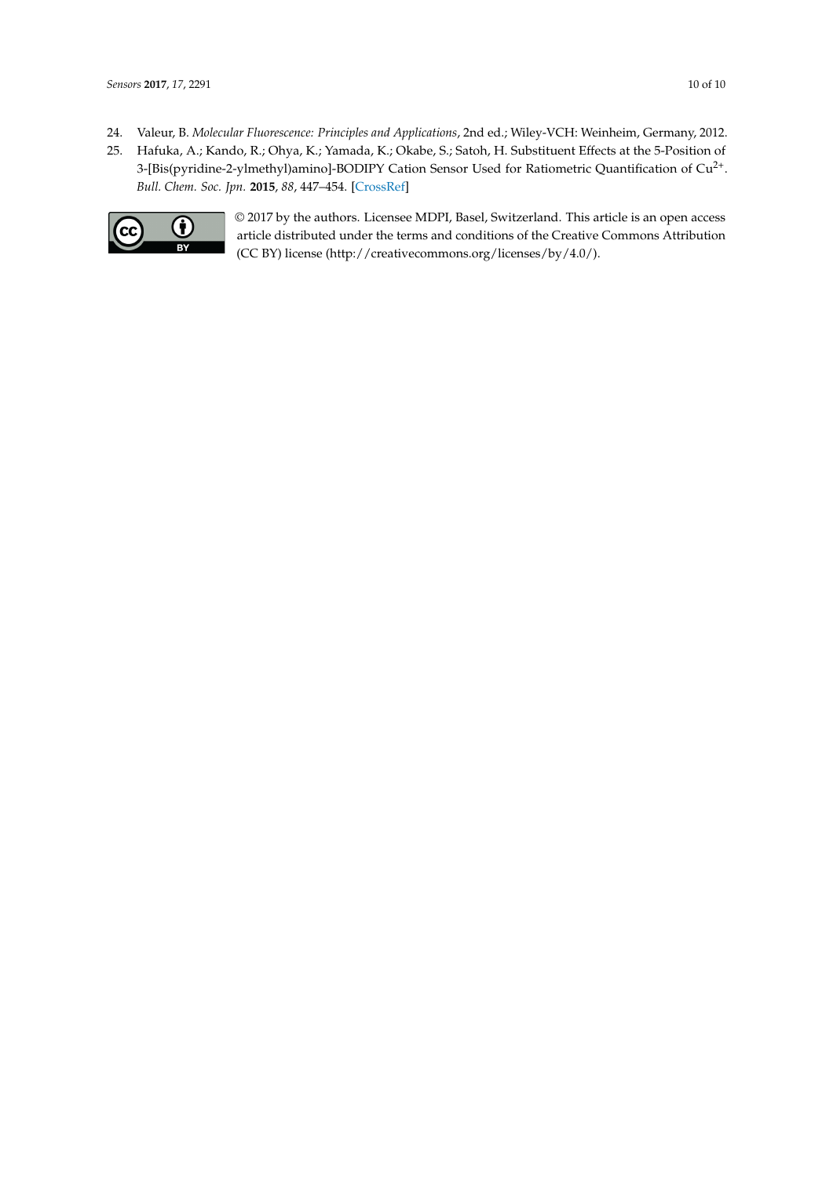24. Valeur, B. *Molecular Fluorescence: Principles and Applications*, 2nd ed.; Wiley-VCH: Weinheim, Germany, 2012.
25. Hafuka, A.; Kando, R.; Ohya, K.; Yamada, K.; Okabe, S.; Satoh, H. Substituent Effects at the 5-Position of 3-[Bis(pyridine-2-ylmethyl)amino]-BODIPY Cation Sensor Used for Ratiometric Quantification of $Cu^{2+}$. *Bull. Chem. Soc. Jpn.* **2015**, *88*, 447–454. [CrossRef]

© 2017 by the authors. Licensee MDPI, Basel, Switzerland. This article is an open access article distributed under the terms and conditions of the Creative Commons Attribution (CC BY) license (http://creativecommons.org/licenses/by/4.0/).